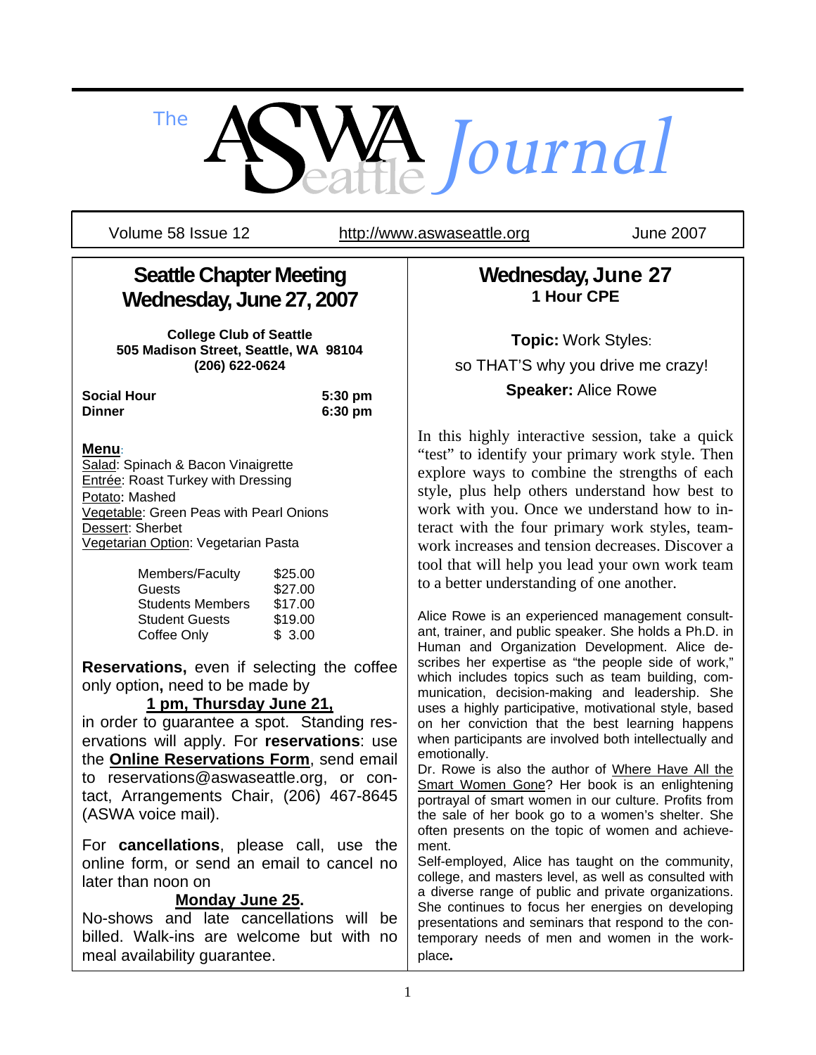# The ASWA Seattle Journal

Volume 58 Issue 12 | http://www.aswaseattle.org | June 2007

## Seattle Chapter Meeting Wednesday, June 27, 2007

**College Club of Seattle**
**505 Madison Street, Seattle, WA 98104**
**(206) 622-0624**

| | |
|---|---|
| **Social Hour** | **5:30 pm** |
| **Dinner** | **6:30 pm** |

**Menu**:
Salad: Spinach & Bacon Vinaigrette
Entrée: Roast Turkey with Dressing
Potato: Mashed
Vegetable: Green Peas with Pearl Onions
Dessert: Sherbet
Vegetarian Option: Vegetarian Pasta

| | |
|---|---|
| Members/Faculty | $25.00 |
| Guests | $27.00 |
| Students Members | $17.00 |
| Student Guests | $19.00 |
| Coffee Only | $ 3.00 |

**Reservations,** even if selecting the coffee only option**,** need to be made by **1 pm, Thursday June 21,** in order to guarantee a spot. Standing reservations will apply. For **reservations**: use the **Online Reservations Form**, send email to reservations@aswaseattle.org, or contact, Arrangements Chair, (206) 467-8645 (ASWA voice mail).

For **cancellations**, please call, use the online form, or send an email to cancel no later than noon on **Monday June 25.** No-shows and late cancellations will be billed. Walk-ins are welcome but with no meal availability guarantee.

## Wednesday, June 27

**1 Hour CPE**

**Topic:** Work Styles: so THAT'S why you drive me crazy!

**Speaker:** Alice Rowe

In this highly interactive session, take a quick "test" to identify your primary work style. Then explore ways to combine the strengths of each style, plus help others understand how best to work with you. Once we understand how to interact with the four primary work styles, teamwork increases and tension decreases. Discover a tool that will help you lead your own work team to a better understanding of one another.

Alice Rowe is an experienced management consultant, trainer, and public speaker. She holds a Ph.D. in Human and Organization Development. Alice describes her expertise as "the people side of work," which includes topics such as team building, communication, decision-making and leadership. She uses a highly participative, motivational style, based on her conviction that the best learning happens when participants are involved both intellectually and emotionally.

Dr. Rowe is also the author of Where Have All the Smart Women Gone? Her book is an enlightening portrayal of smart women in our culture. Profits from the sale of her book go to a women's shelter. She often presents on the topic of women and achievement.

Self-employed, Alice has taught on the community, college, and masters level, as well as consulted with a diverse range of public and private organizations. She continues to focus her energies on developing presentations and seminars that respond to the contemporary needs of men and women in the workplace.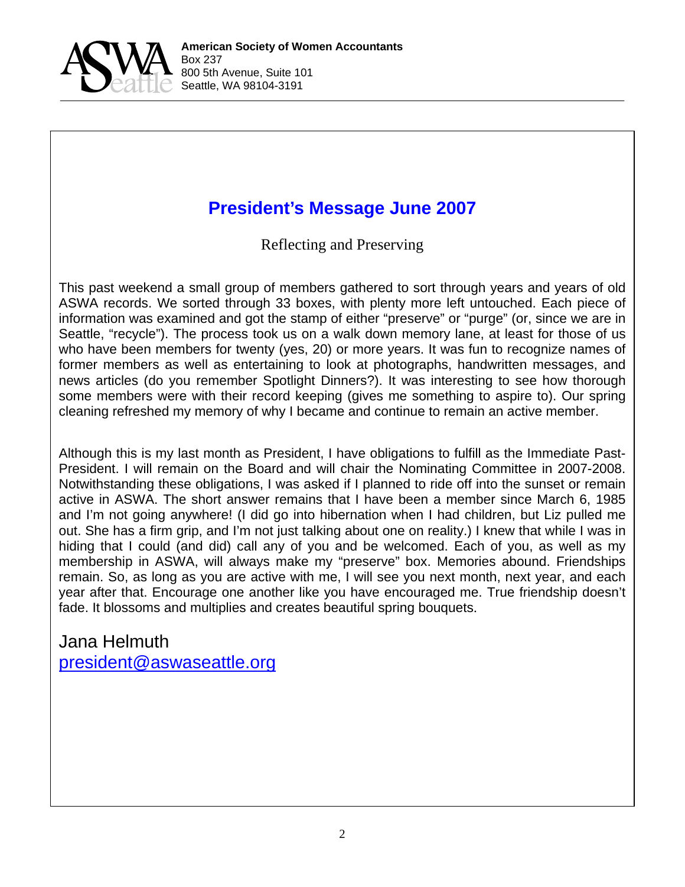**American Society of Women Accountants**
Box 237
800 5th Avenue, Suite 101
Seattle, WA 98104-3191

## President's Message June 2007

Reflecting and Preserving

This past weekend a small group of members gathered to sort through years and years of old ASWA records. We sorted through 33 boxes, with plenty more left untouched. Each piece of information was examined and got the stamp of either "preserve" or "purge" (or, since we are in Seattle, "recycle"). The process took us on a walk down memory lane, at least for those of us who have been members for twenty (yes, 20) or more years. It was fun to recognize names of former members as well as entertaining to look at photographs, handwritten messages, and news articles (do you remember Spotlight Dinners?). It was interesting to see how thorough some members were with their record keeping (gives me something to aspire to). Our spring cleaning refreshed my memory of why I became and continue to remain an active member.

Although this is my last month as President, I have obligations to fulfill as the Immediate Past-President. I will remain on the Board and will chair the Nominating Committee in 2007-2008. Notwithstanding these obligations, I was asked if I planned to ride off into the sunset or remain active in ASWA. The short answer remains that I have been a member since March 6, 1985 and I'm not going anywhere! (I did go into hibernation when I had children, but Liz pulled me out. She has a firm grip, and I'm not just talking about one on reality.) I knew that while I was in hiding that I could (and did) call any of you and be welcomed. Each of you, as well as my membership in ASWA, will always make my "preserve" box. Memories abound. Friendships remain. So, as long as you are active with me, I will see you next month, next year, and each year after that. Encourage one another like you have encouraged me. True friendship doesn't fade. It blossoms and multiplies and creates beautiful spring bouquets.

Jana Helmuth
president@aswaseattle.org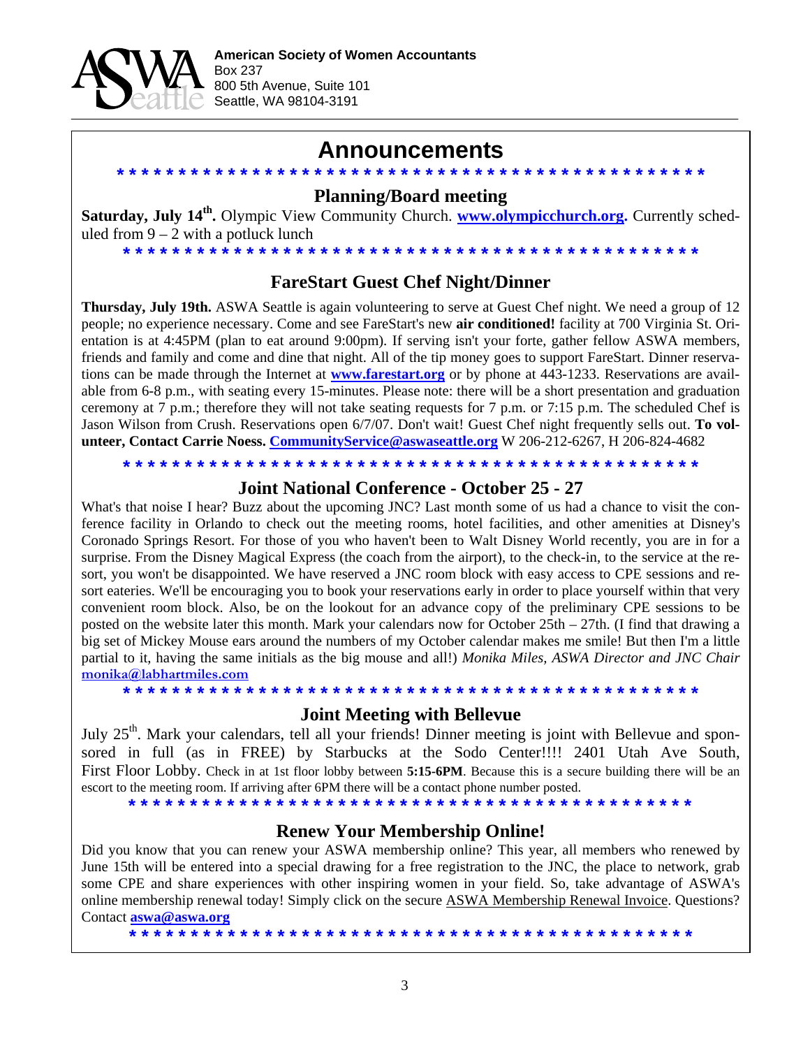American Society of Women Accountants
Box 237
800 5th Avenue, Suite 101
Seattle, WA 98104-3191

# Announcements

* * * * * * * * * * * * * * * * * * * * * * * * * * * * * * * * * * * * * * * * * * * * * * *

## Planning/Board meeting

**Saturday, July 14th.** Olympic View Community Church. **www.olympicchurch.org.** Currently scheduled from 9 – 2 with a potluck lunch

* * * * * * * * * * * * * * * * * * * * * * * * * * * * * * * * * * * * * * * * * * * * * * *

## FareStart Guest Chef Night/Dinner

**Thursday, July 19th.** ASWA Seattle is again volunteering to serve at Guest Chef night. We need a group of 12 people; no experience necessary. Come and see FareStart's new **air conditioned!** facility at 700 Virginia St. Orientation is at 4:45PM (plan to eat around 9:00pm). If serving isn't your forte, gather fellow ASWA members, friends and family and come and dine that night. All of the tip money goes to support FareStart. Dinner reservations can be made through the Internet at **www.farestart.org** or by phone at 443-1233. Reservations are available from 6-8 p.m., with seating every 15-minutes. Please note: there will be a short presentation and graduation ceremony at 7 p.m.; therefore they will not take seating requests for 7 p.m. or 7:15 p.m. The scheduled Chef is Jason Wilson from Crush. Reservations open 6/7/07. Don't wait! Guest Chef night frequently sells out. **To volunteer, Contact Carrie Noess.** CommunityService@aswaseattle.org W 206-212-6267, H 206-824-4682

* * * * * * * * * * * * * * * * * * * * * * * * * * * * * * * * * * * * * * * * * * * * * * *

## Joint National Conference - October 25 - 27

What's that noise I hear? Buzz about the upcoming JNC? Last month some of us had a chance to visit the conference facility in Orlando to check out the meeting rooms, hotel facilities, and other amenities at Disney's Coronado Springs Resort. For those of you who haven't been to Walt Disney World recently, you are in for a surprise. From the Disney Magical Express (the coach from the airport), to the check-in, to the service at the resort, you won't be disappointed. We have reserved a JNC room block with easy access to CPE sessions and resort eateries. We'll be encouraging you to book your reservations early in order to place yourself within that very convenient room block. Also, be on the lookout for an advance copy of the preliminary CPE sessions to be posted on the website later this month. Mark your calendars now for October 25th – 27th. (I find that drawing a big set of Mickey Mouse ears around the numbers of my October calendar makes me smile! But then I'm a little partial to it, having the same initials as the big mouse and all!) *Monika Miles, ASWA Director and JNC Chair* monika@labhartmiles.com

* * * * * * * * * * * * * * * * * * * * * * * * * * * * * * * * * * * * * * * * * * * * * * *

## Joint Meeting with Bellevue

July 25th. Mark your calendars, tell all your friends! Dinner meeting is joint with Bellevue and sponsored in full (as in FREE) by Starbucks at the Sodo Center!!!! 2401 Utah Ave South, First Floor Lobby. Check in at 1st floor lobby between **5:15-6PM**. Because this is a secure building there will be an escort to the meeting room. If arriving after 6PM there will be a contact phone number posted.

* * * * * * * * * * * * * * * * * * * * * * * * * * * * * * * * * * * * * * * * * * * * * * *

## Renew Your Membership Online!

Did you know that you can renew your ASWA membership online? This year, all members who renewed by June 15th will be entered into a special drawing for a free registration to the JNC, the place to network, grab some CPE and share experiences with other inspiring women in your field. So, take advantage of ASWA's online membership renewal today! Simply click on the secure ASWA Membership Renewal Invoice. Questions? Contact **aswa@aswa.org**

* * * * * * * * * * * * * * * * * * * * * * * * * * * * * * * * * * * * * * * * * * * * * * *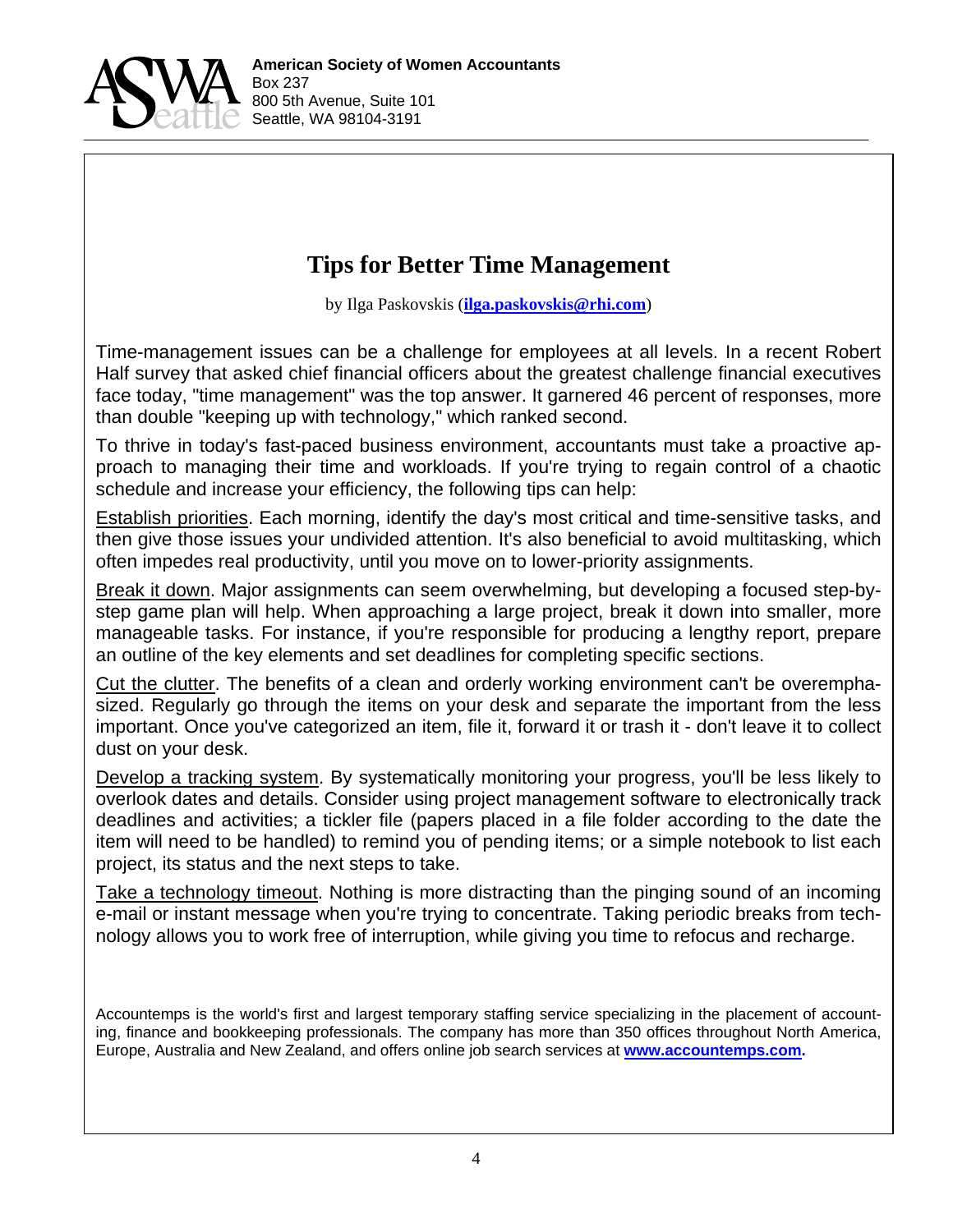**American Society of Women Accountants**
Box 237
800 5th Avenue, Suite 101
Seattle, WA 98104-3191

# Tips for Better Time Management

by Ilga Paskovskis (**ilga.paskovskis@rhi.com**)

Time-management issues can be a challenge for employees at all levels. In a recent Robert Half survey that asked chief financial officers about the greatest challenge financial executives face today, "time management" was the top answer. It garnered 46 percent of responses, more than double "keeping up with technology," which ranked second.

To thrive in today's fast-paced business environment, accountants must take a proactive approach to managing their time and workloads. If you're trying to regain control of a chaotic schedule and increase your efficiency, the following tips can help:

Establish priorities. Each morning, identify the day's most critical and time-sensitive tasks, and then give those issues your undivided attention. It's also beneficial to avoid multitasking, which often impedes real productivity, until you move on to lower-priority assignments.

Break it down. Major assignments can seem overwhelming, but developing a focused step-by-step game plan will help. When approaching a large project, break it down into smaller, more manageable tasks. For instance, if you're responsible for producing a lengthy report, prepare an outline of the key elements and set deadlines for completing specific sections.

Cut the clutter. The benefits of a clean and orderly working environment can't be overemphasized. Regularly go through the items on your desk and separate the important from the less important. Once you've categorized an item, file it, forward it or trash it - don't leave it to collect dust on your desk.

Develop a tracking system. By systematically monitoring your progress, you'll be less likely to overlook dates and details. Consider using project management software to electronically track deadlines and activities; a tickler file (papers placed in a file folder according to the date the item will need to be handled) to remind you of pending items; or a simple notebook to list each project, its status and the next steps to take.

Take a technology timeout. Nothing is more distracting than the pinging sound of an incoming e-mail or instant message when you're trying to concentrate. Taking periodic breaks from technology allows you to work free of interruption, while giving you time to refocus and recharge.

Accountemps is the world's first and largest temporary staffing service specializing in the placement of accounting, finance and bookkeeping professionals. The company has more than 350 offices throughout North America, Europe, Australia and New Zealand, and offers online job search services at **www.accountemps.com.**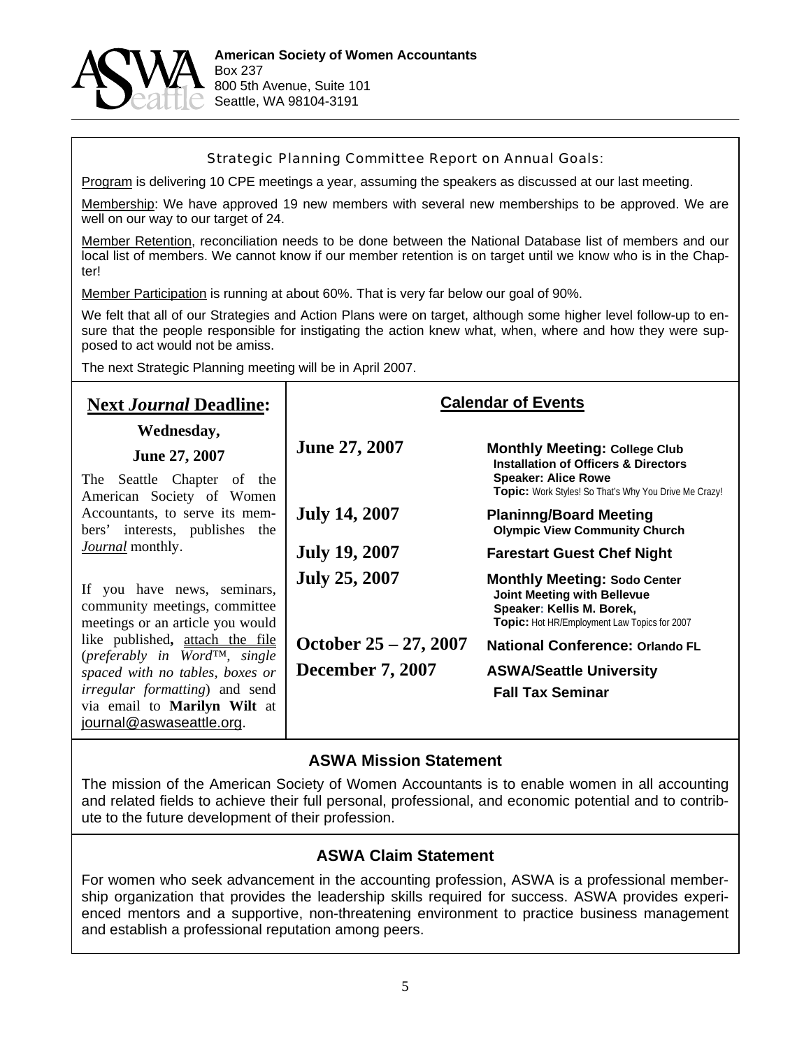**American Society of Women Accountants**
Box 237
800 5th Avenue, Suite 101
Seattle, WA 98104-3191

## Strategic Planning Committee Report on Annual Goals:

Program is delivering 10 CPE meetings a year, assuming the speakers as discussed at our last meeting.

Membership: We have approved 19 new members with several new memberships to be approved. We are well on our way to our target of 24.

Member Retention, reconciliation needs to be done between the National Database list of members and our local list of members. We cannot know if our member retention is on target until we know who is in the Chapter!

Member Participation is running at about 60%. That is very far below our goal of 90%.

We felt that all of our Strategies and Action Plans were on target, although some higher level follow-up to ensure that the people responsible for instigating the action knew what, when, where and how they were supposed to act would not be amiss.

The next Strategic Planning meeting will be in April 2007.

## Next *Journal* Deadline:

**Wednesday,**

**June 27, 2007**

The Seattle Chapter of the American Society of Women Accountants, to serve its members' interests, publishes the *Journal* monthly.

If you have news, seminars, community meetings, committee meetings or an article you would like published, attach the file (*preferably in Word™, single spaced with no tables, boxes or irregular formatting*) and send via email to **Marilyn Wilt** at journal@aswaseattle.org.

## Calendar of Events

| | |
|---|---|
| **June 27, 2007** | **Monthly Meeting: College Club**<br>**Installation of Officers & Directors**<br>**Speaker: Alice Rowe**<br>**Topic:** Work Styles! So That's Why You Drive Me Crazy! |
| **July 14, 2007** | **Planinng/Board Meeting**<br>**Olympic View Community Church** |
| **July 19, 2007** | **Farestart Guest Chef Night** |
| **July 25, 2007** | **Monthly Meeting: Sodo Center**<br>**Joint Meeting with Bellevue**<br>**Speaker: Kellis M. Borek,**<br>**Topic:** Hot HR/Employment Law Topics for 2007 |
| **October 25 – 27, 2007** | **National Conference: Orlando FL** |
| **December 7, 2007** | **ASWA/Seattle University**<br>**Fall Tax Seminar** |

## ASWA Mission Statement

The mission of the American Society of Women Accountants is to enable women in all accounting and related fields to achieve their full personal, professional, and economic potential and to contribute to the future development of their profession.

## ASWA Claim Statement

For women who seek advancement in the accounting profession, ASWA is a professional membership organization that provides the leadership skills required for success. ASWA provides experienced mentors and a supportive, non-threatening environment to practice business management and establish a professional reputation among peers.